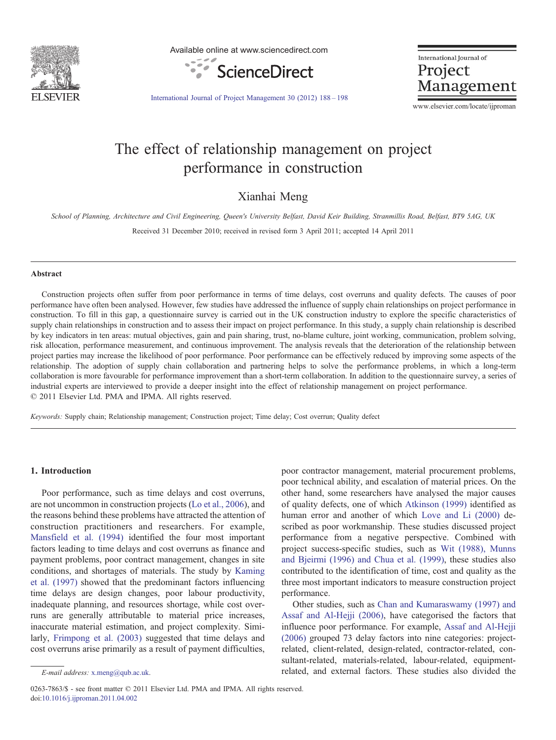# The effect of relationship management on project performance in construction

Xianhai Meng

*School of Planning, Architecture and Civil Engineering, Queen's University Belfast, David Keir Building, Stranmillis Road, Belfast, BT9 5AG, UK*

Received 31 December 2010; received in revised form 3 April 2011; accepted 14 April 2011

## Abstract

Construction projects often suffer from poor performance in terms of time delays, cost overruns and quality defects. The causes of poor performance have often been analysed. However, few studies have addressed the influence of supply chain relationships on project performance in construction. To fill in this gap, a questionnaire survey is carried out in the UK construction industry to explore the specific characteristics of supply chain relationships in construction and to assess their impact on project performance. In this study, a supply chain relationship is described by key indicators in ten areas: mutual objectives, gain and pain sharing, trust, no-blame culture, joint working, communication, problem solving, risk allocation, performance measurement, and continuous improvement. The analysis reveals that the deterioration of the relationship between project parties may increase the likelihood of poor performance. Poor performance can be effectively reduced by improving some aspects of the relationship. The adoption of supply chain collaboration and partnering helps to solve the performance problems, in which a long-term collaboration is more favourable for performance improvement than a short-term collaboration. In addition to the questionnaire survey, a series of industrial experts are interviewed to provide a deeper insight into the effect of relationship management on project performance.
© 2011 Elsevier Ltd. PMA and IPMA. All rights reserved.

*Keywords:* Supply chain; Relationship management; Construction project; Time delay; Cost overrun; Quality defect

## 1. Introduction

Poor performance, such as time delays and cost overruns, are not uncommon in construction projects (Lo et al., 2006), and the reasons behind these problems have attracted the attention of construction practitioners and researchers. For example, Mansfield et al. (1994) identified the four most important factors leading to time delays and cost overruns as finance and payment problems, poor contract management, changes in site conditions, and shortages of materials. The study by Kaming et al. (1997) showed that the predominant factors influencing time delays are design changes, poor labour productivity, inadequate planning, and resources shortage, while cost overruns are generally attributable to material price increases, inaccurate material estimation, and project complexity. Similarly, Frimpong et al. (2003) suggested that time delays and cost overruns arise primarily as a result of payment difficulties, poor contractor management, material procurement problems, poor technical ability, and escalation of material prices. On the other hand, some researchers have analysed the major causes of quality defects, one of which Atkinson (1999) identified as human error and another of which Love and Li (2000) described as poor workmanship. These studies discussed project performance from a negative perspective. Combined with project success-specific studies, such as Wit (1988), Munns and Bjeirmi (1996) and Chua et al. (1999), these studies also contributed to the identification of time, cost and quality as the three most important indicators to measure construction project performance.

Other studies, such as Chan and Kumaraswamy (1997) and Assaf and Al-Hejji (2006), have categorised the factors that influence poor performance. For example, Assaf and Al-Hejji (2006) grouped 73 delay factors into nine categories: project-related, client-related, design-related, contractor-related, consultant-related, materials-related, labour-related, equipment-related, and external factors. These studies also divided the

E-mail address: x.meng@qub.ac.uk.

0263-7863/$ - see front matter © 2011 Elsevier Ltd. PMA and IPMA. All rights reserved.
doi:10.1016/j.ijproman.2011.04.002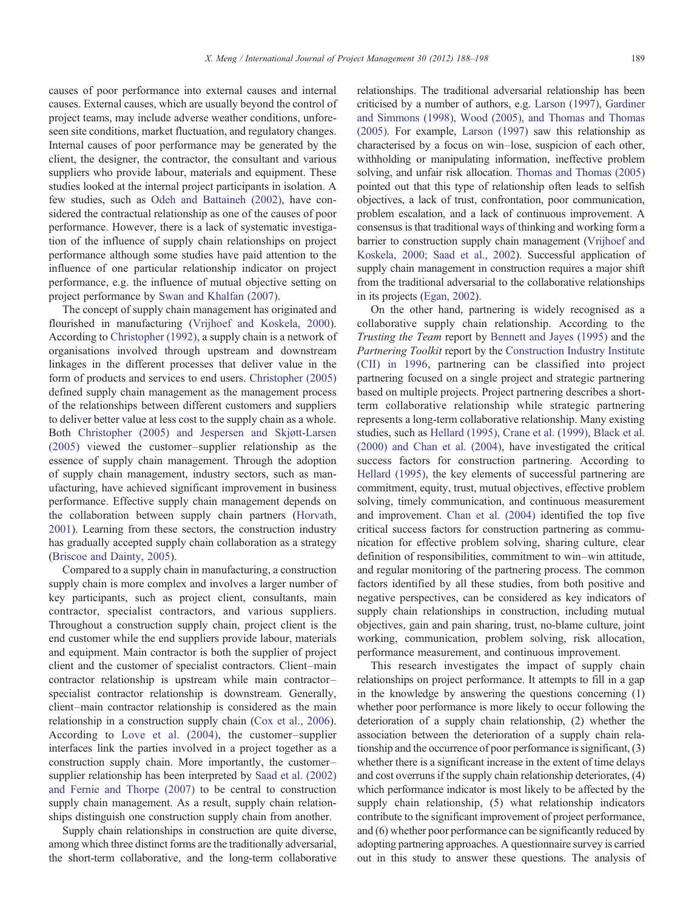causes of poor performance into external causes and internal causes. External causes, which are usually beyond the control of project teams, may include adverse weather conditions, unforeseen site conditions, market fluctuation, and regulatory changes. Internal causes of poor performance may be generated by the client, the designer, the contractor, the consultant and various suppliers who provide labour, materials and equipment. These studies looked at the internal project participants in isolation. A few studies, such as Odeh and Battaineh (2002), have considered the contractual relationship as one of the causes of poor performance. However, there is a lack of systematic investigation of the influence of supply chain relationships on project performance although some studies have paid attention to the influence of one particular relationship indicator on project performance, e.g. the influence of mutual objective setting on project performance by Swan and Khalfan (2007).

The concept of supply chain management has originated and flourished in manufacturing (Vrijhoef and Koskela, 2000). According to Christopher (1992), a supply chain is a network of organisations involved through upstream and downstream linkages in the different processes that deliver value in the form of products and services to end users. Christopher (2005) defined supply chain management as the management process of the relationships between different customers and suppliers to deliver better value at less cost to the supply chain as a whole. Both Christopher (2005) and Jespersen and Skjøtt-Larsen (2005) viewed the customer–supplier relationship as the essence of supply chain management. Through the adoption of supply chain management, industry sectors, such as manufacturing, have achieved significant improvement in business performance. Effective supply chain management depends on the collaboration between supply chain partners (Horvath, 2001). Learning from these sectors, the construction industry has gradually accepted supply chain collaboration as a strategy (Briscoe and Dainty, 2005).

Compared to a supply chain in manufacturing, a construction supply chain is more complex and involves a larger number of key participants, such as project client, consultants, main contractor, specialist contractors, and various suppliers. Throughout a construction supply chain, project client is the end customer while the end suppliers provide labour, materials and equipment. Main contractor is both the supplier of project client and the customer of specialist contractors. Client–main contractor relationship is upstream while main contractor–specialist contractor relationship is downstream. Generally, client–main contractor relationship is considered as the main relationship in a construction supply chain (Cox et al., 2006). According to Love et al. (2004), the customer–supplier interfaces link the parties involved in a project together as a construction supply chain. More importantly, the customer–supplier relationship has been interpreted by Saad et al. (2002) and Fernie and Thorpe (2007) to be central to construction supply chain management. As a result, supply chain relationships distinguish one construction supply chain from another.

Supply chain relationships in construction are quite diverse, among which three distinct forms are the traditionally adversarial, the short-term collaborative, and the long-term collaborative relationships. The traditional adversarial relationship has been criticised by a number of authors, e.g. Larson (1997), Gardiner and Simmons (1998), Wood (2005), and Thomas and Thomas (2005). For example, Larson (1997) saw this relationship as characterised by a focus on win–lose, suspicion of each other, withholding or manipulating information, ineffective problem solving, and unfair risk allocation. Thomas and Thomas (2005) pointed out that this type of relationship often leads to selfish objectives, a lack of trust, confrontation, poor communication, problem escalation, and a lack of continuous improvement. A consensus is that traditional ways of thinking and working form a barrier to construction supply chain management (Vrijhoef and Koskela, 2000; Saad et al., 2002). Successful application of supply chain management in construction requires a major shift from the traditional adversarial to the collaborative relationships in its projects (Egan, 2002).

On the other hand, partnering is widely recognised as a collaborative supply chain relationship. According to the *Trusting the Team* report by Bennett and Jayes (1995) and the *Partnering Toolkit* report by the Construction Industry Institute (CII) in 1996, partnering can be classified into project partnering focused on a single project and strategic partnering based on multiple projects. Project partnering describes a short-term collaborative relationship while strategic partnering represents a long-term collaborative relationship. Many existing studies, such as Hellard (1995), Crane et al. (1999), Black et al. (2000) and Chan et al. (2004), have investigated the critical success factors for construction partnering. According to Hellard (1995), the key elements of successful partnering are commitment, equity, trust, mutual objectives, effective problem solving, timely communication, and continuous measurement and improvement. Chan et al. (2004) identified the top five critical success factors for construction partnering as communication for effective problem solving, sharing culture, clear definition of responsibilities, commitment to win–win attitude, and regular monitoring of the partnering process. The common factors identified by all these studies, from both positive and negative perspectives, can be considered as key indicators of supply chain relationships in construction, including mutual objectives, gain and pain sharing, trust, no-blame culture, joint working, communication, problem solving, risk allocation, performance measurement, and continuous improvement.

This research investigates the impact of supply chain relationships on project performance. It attempts to fill in a gap in the knowledge by answering the questions concerning (1) whether poor performance is more likely to occur following the deterioration of a supply chain relationship, (2) whether the association between the deterioration of a supply chain relationship and the occurrence of poor performance is significant, (3) whether there is a significant increase in the extent of time delays and cost overruns if the supply chain relationship deteriorates, (4) which performance indicator is most likely to be affected by the supply chain relationship, (5) what relationship indicators contribute to the significant improvement of project performance, and (6) whether poor performance can be significantly reduced by adopting partnering approaches. A questionnaire survey is carried out in this study to answer these questions. The analysis of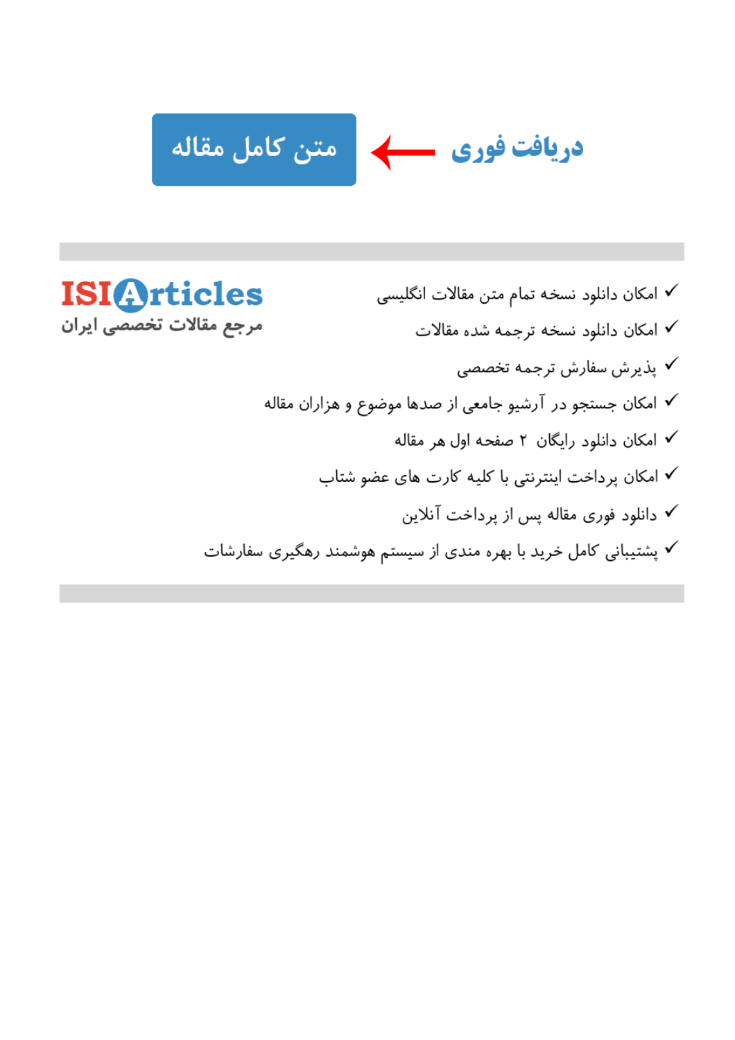دریافت فوری ← **متن کامل مقاله**

**ISIArticles**
مرجع مقالات تخصصی ایران

- ✓ امکان دانلود نسخه تمام متن مقالات انگلیسی
- ✓ امکان دانلود نسخه ترجمه شده مقالات
- ✓ پذیرش سفارش ترجمه تخصصی
- ✓ امکان جستجو در آرشیو جامعی از صدها موضوع و هزاران مقاله
- ✓ امکان دانلود رایگان ۲ صفحه اول هر مقاله
- ✓ امکان پرداخت اینترنتی با کلیه کارت های عضو شتاب
- ✓ دانلود فوری مقاله پس از پرداخت آنلاین
- ✓ پشتیبانی کامل خرید با بهره مندی از سیستم هوشمند رهگیری سفارشات